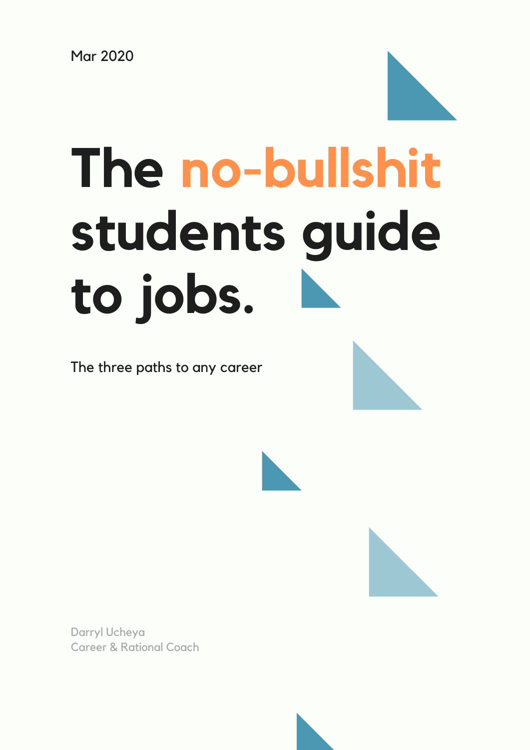Mar 2020

# The no-bullshit students guide to jobs.

The three paths to any career

Darryl Ucheya
Career & Rational Coach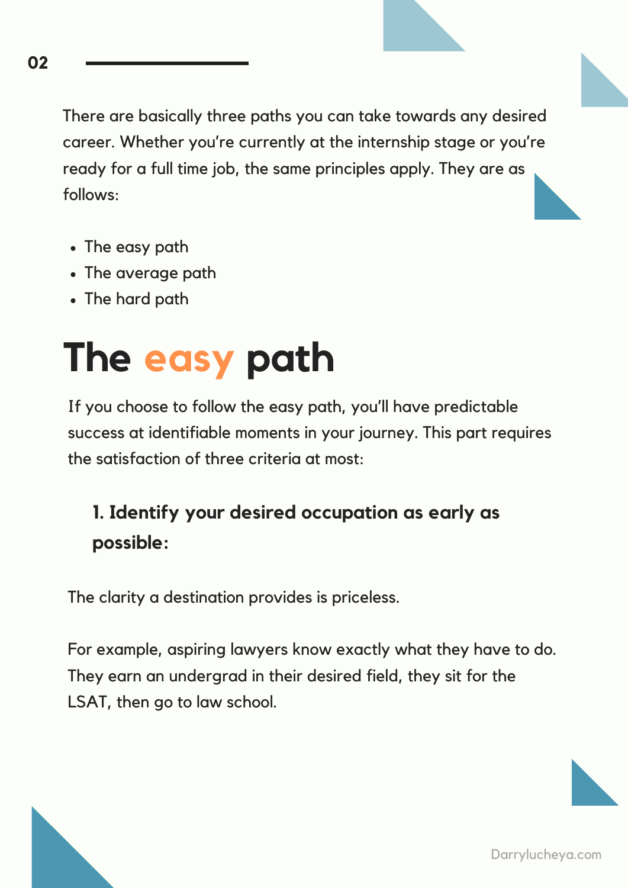There are basically three paths you can take towards any desired career. Whether you're currently at the internship stage or you're ready for a full time job, the same principles apply. They are as follows:

- The easy path
- The average path
- The hard path

# The easy path

If you choose to follow the easy path, you'll have predictable success at identifiable moments in your journey. This part requires the satisfaction of three criteria at most:

### 1. Identify your desired occupation as early as possible:

The clarity a destination provides is priceless.

For example, aspiring lawyers know exactly what they have to do. They earn an undergrad in their desired field, they sit for the LSAT, then go to law school.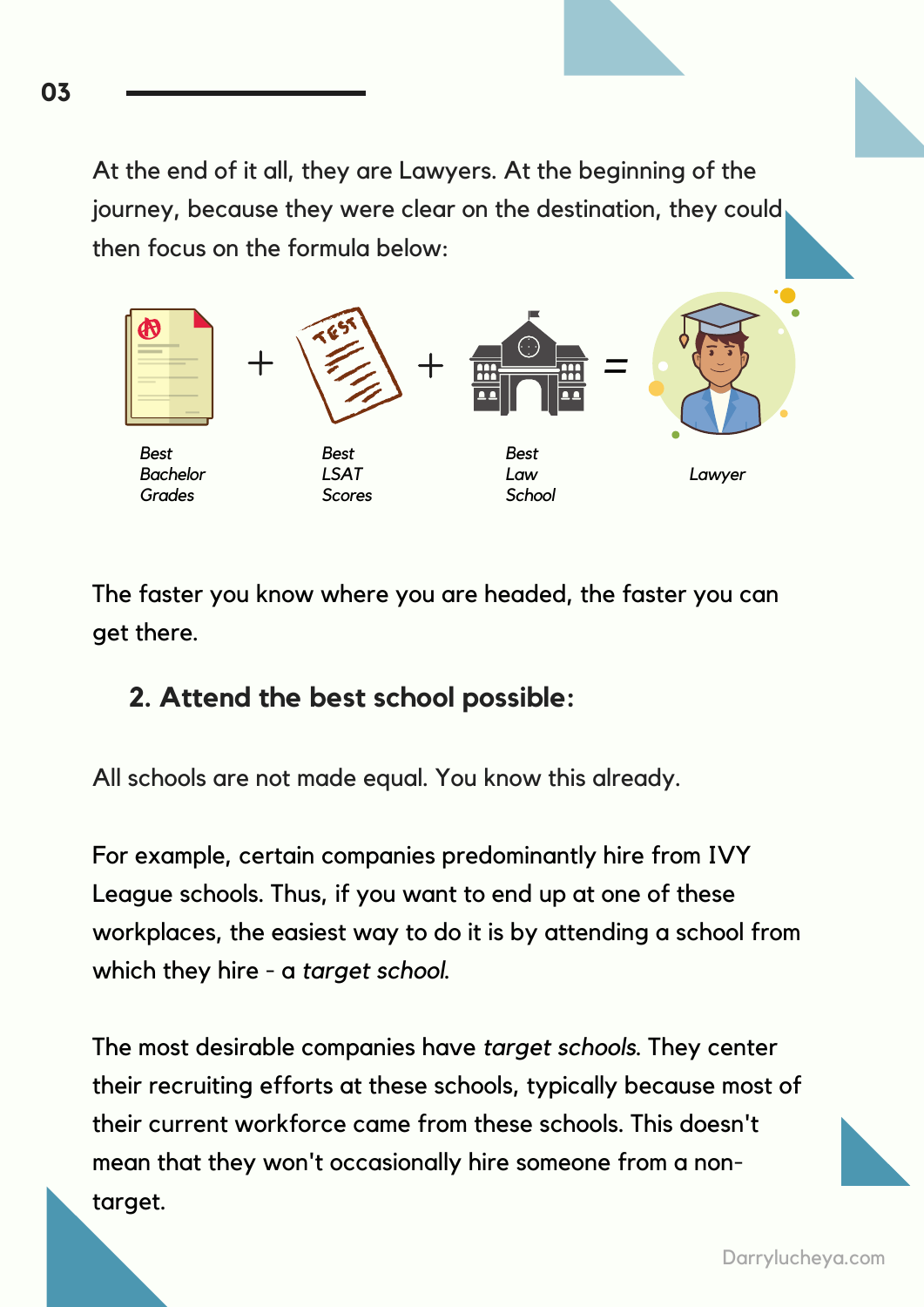At the end of it all, they are Lawyers. At the beginning of the journey, because they were clear on the destination, they could then focus on the formula below:

Best Bachelor Grades + Best LSAT Scores + Best Law School = Lawyer

The faster you know where you are headed, the faster you can get there.

## 2. Attend the best school possible:

All schools are not made equal. You know this already.

For example, certain companies predominantly hire from IVY League schools. Thus, if you want to end up at one of these workplaces, the easiest way to do it is by attending a school from which they hire - a *target school.*

The most desirable companies have *target schools*. They center their recruiting efforts at these schools, typically because most of their current workforce came from these schools. This doesn't mean that they won't occasionally hire someone from a non-target.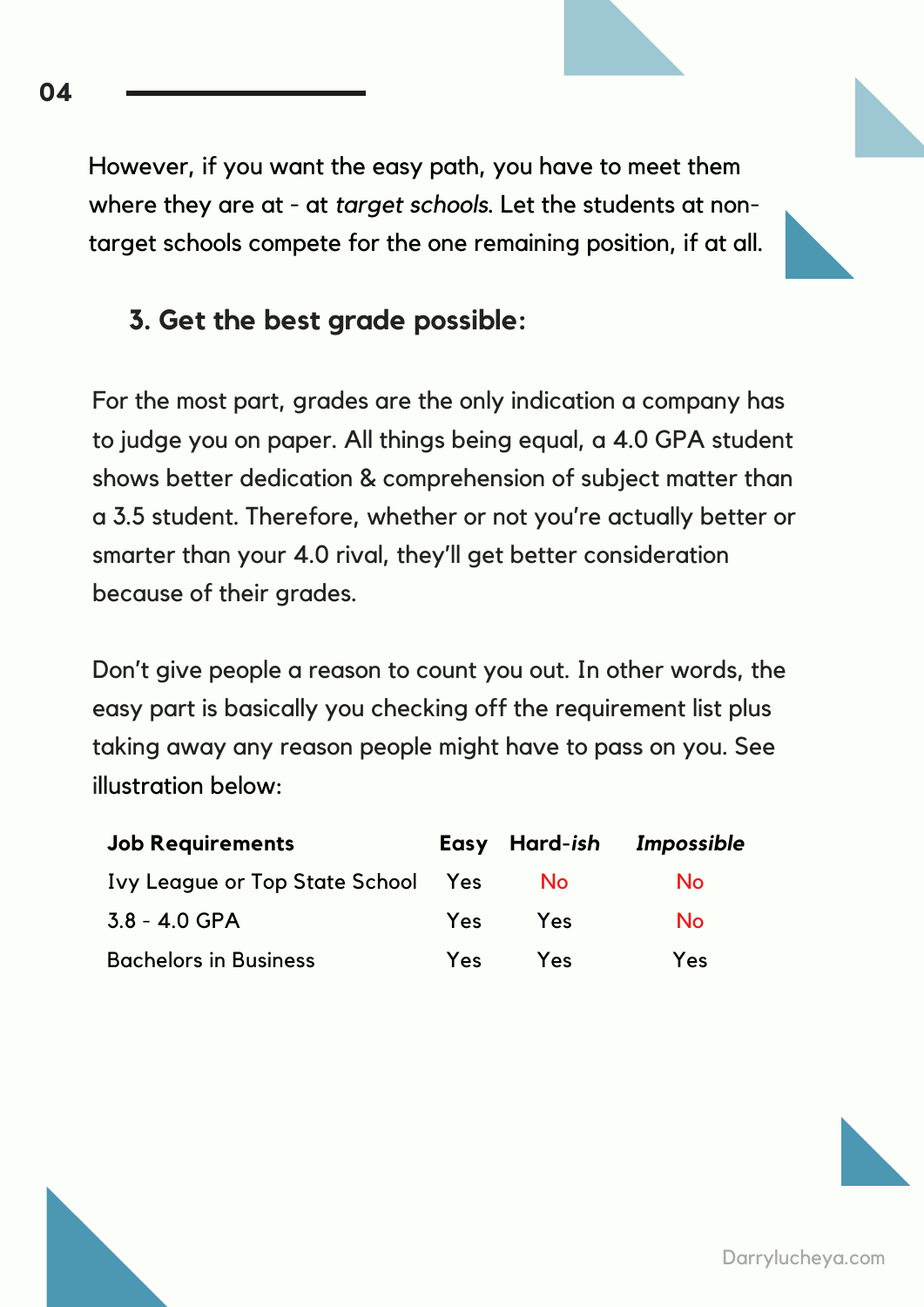However, if you want the easy path, you have to meet them where they are at - at *target schools*. Let the students at non-target schools compete for the one remaining position, if at all.

### 3. Get the best grade possible:

For the most part, grades are the only indication a company has to judge you on paper. All things being equal, a 4.0 GPA student shows better dedication & comprehension of subject matter than a 3.5 student. Therefore, whether or not you're actually better or smarter than your 4.0 rival, they'll get better consideration because of their grades.

Don't give people a reason to count you out. In other words, the easy part is basically you checking off the requirement list plus taking away any reason people might have to pass on you. See illustration below:

| **Job Requirements** | **Easy** | **Hard-*ish*** | ***Impossible*** |
|---|---|---|---|
| Ivy League or Top State School | Yes | No | No |
| 3.8 - 4.0 GPA | Yes | Yes | No |
| Bachelors in Business | Yes | Yes | Yes |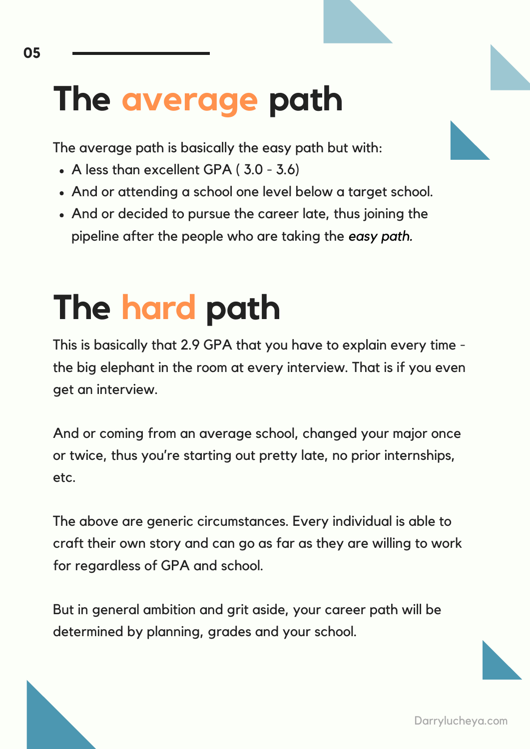# The average path

The average path is basically the easy path but with:

- A less than excellent GPA ( 3.0 - 3.6)
- And or attending a school one level below a target school.
- And or decided to pursue the career late, thus joining the pipeline after the people who are taking the *easy path.*

# The hard path

This is basically that 2.9 GPA that you have to explain every time - the big elephant in the room at every interview. That is if you even get an interview.

And or coming from an average school, changed your major once or twice, thus you're starting out pretty late, no prior internships, etc.

The above are generic circumstances. Every individual is able to craft their own story and can go as far as they are willing to work for regardless of GPA and school.

But in general ambition and grit aside, your career path will be determined by planning, grades and your school.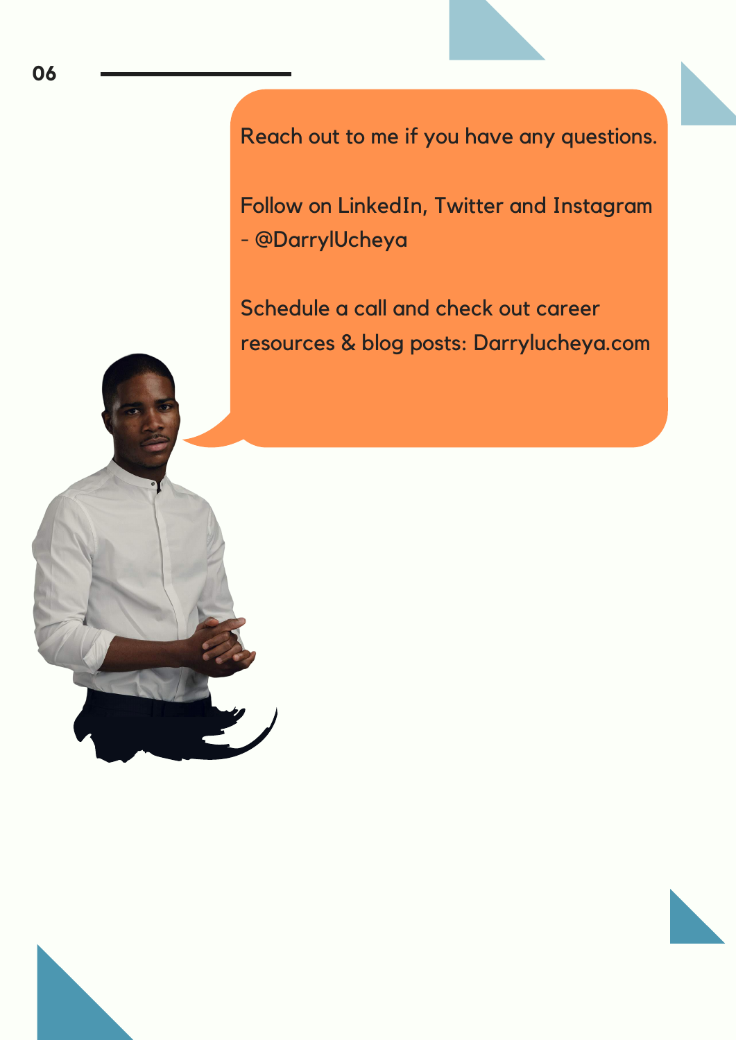Reach out to me if you have any questions.

Follow on LinkedIn, Twitter and Instagram - @DarrylUcheya

Schedule a call and check out career resources & blog posts: Darrylucheya.com